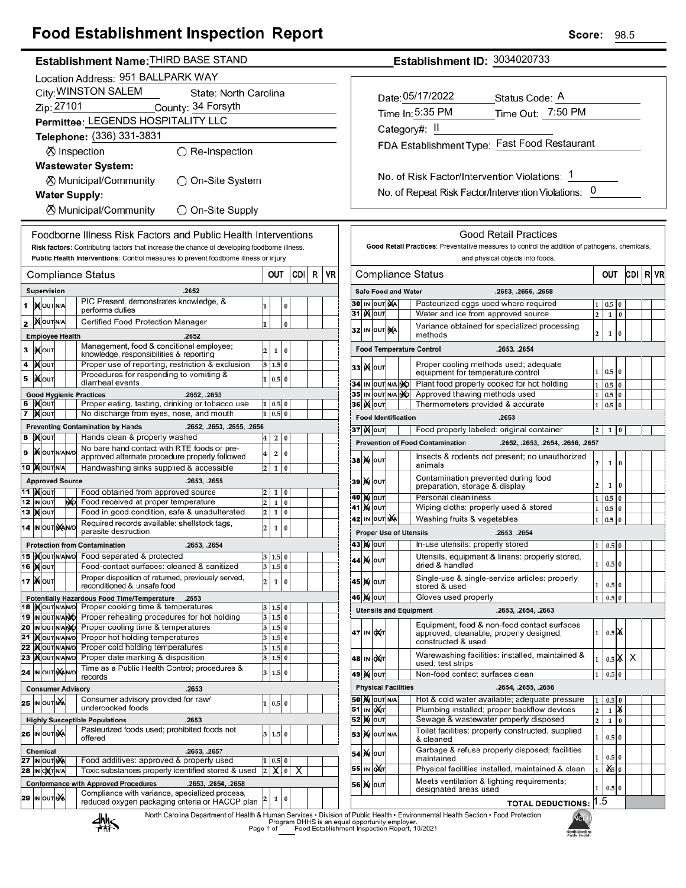# Food Establishment Inspection Report

**Score:** 98.5

**Establishment Name:** THIRD BASE STAND
**Establishment ID:** 3034020733

Location Address: 951 BALLPARK WAY
City: WINSTON SALEM State: North Carolina
Zip: 27101 County: 34 Forsyth
Permittee: LEGENDS HOSPITALITY LLC
Telephone: (336) 331-3831

☒ Inspection ◯ Re-Inspection

**Wastewater System:**
☒ Municipal/Community ◯ On-Site System

**Water Supply:**
☒ Municipal/Community ◯ On-Site Supply

Date: 05/17/2022 Status Code: A
Time In: 5:35 PM Time Out: 7:50 PM
Category#: II
FDA Establishment Type: Fast Food Restaurant

No. of Risk Factor/Intervention Violations: 1
No. of Repeat Risk Factor/Intervention Violations: 0

## Foodborne Illness Risk Factors and Public Health Interventions

**Risk factors:** Contributing factors that increase the chance of developing foodborne illness.
**Public Health Interventions:** Control measures to prevent foodborne illness or injury

| # | Status | Compliance Status | OUT | | | CDI | R | VR |
|---|---|---|---|---|---|---|---|---|
| | | **Supervision** .2652 | | | | | | |
| 1 | IN | PIC Present, demonstrates knowledge, & performs duties | 1 | | 0 | | | |
| 2 | IN | Certified Food Protection Manager | 1 | | 0 | | | |
| | | **Employee Health** .2652 | | | | | | |
| 3 | IN | Management, food & conditional employee; knowledge, responsibilities & reporting | 2 | 1 | 0 | | | |
| 4 | IN | Proper use of reporting, restriction & exclusion | 3 | 1.5 | 0 | | | |
| 5 | IN | Procedures for responding to vomiting & diarrheal events | 1 | 0.5 | 0 | | | |
| | | **Good Hygienic Practices** .2652, .2653 | | | | | | |
| 6 | IN | Proper eating, tasting, drinking or tobacco use | 1 | 0.5 | 0 | | | |
| 7 | IN | No discharge from eyes, nose, and mouth | 1 | 0.5 | 0 | | | |
| | | **Preventing Contamination by Hands** .2652, .2653, .2655, .2656 | | | | | | |
| 8 | IN | Hands clean & properly washed | 4 | 2 | 0 | | | |
| 9 | IN | No bare hand contact with RTE foods or pre-approved alternate procedure properly followed | 4 | 2 | 0 | | | |
| 10 | IN | Handwashing sinks supplied & accessible | 2 | 1 | 0 | | | |
| | | **Approved Source** .2653, .2655 | | | | | | |
| 11 | IN | Food obtained from approved source | 2 | 1 | 0 | | | |
| 12 | N/O | Food received at proper temperature | 2 | 1 | 0 | | | |
| 13 | IN | Food in good condition, safe & unadulterated | 2 | 1 | 0 | | | |
| 14 | N/A | Required records available: shellstock tags, parasite destruction | 2 | 1 | 0 | | | |
| | | **Protection from Contamination** .2653, .2654 | | | | | | |
| 15 | IN | Food separated & protected | 3 | 1.5 | 0 | | | |
| 16 | IN | Food-contact surfaces: cleaned & sanitized | 3 | 1.5 | 0 | | | |
| 17 | IN | Proper disposition of returned, previously served, reconditioned & unsafe food | 2 | 1 | 0 | | | |
| | | **Potentially Hazardous Food Time/Temperature** .2653 | | | | | | |
| 18 | IN | Proper cooking time & temperatures | 3 | 1.5 | 0 | | | |
| 19 | N/O | Proper reheating procedures for hot holding | 3 | 1.5 | 0 | | | |
| 20 | N/O | Proper cooling time & temperatures | 3 | 1.5 | 0 | | | |
| 21 | IN | Proper hot holding temperatures | 3 | 1.5 | 0 | | | |
| 22 | IN | Proper cold holding temperatures | 3 | 1.5 | 0 | | | |
| 23 | IN | Proper date marking & disposition | 3 | 1.5 | 0 | | | |
| 24 | N/A | Time as a Public Health Control; procedures & records | 3 | 1.5 | 0 | | | |
| | | **Consumer Advisory** .2653 | | | | | | |
| 25 | N/A | Consumer advisory provided for raw/undercooked foods | 1 | 0.5 | 0 | | | |
| | | **Highly Susceptible Populations** .2653 | | | | | | |
| 26 | N/A | Pasteurized foods used; prohibited foods not offered | 3 | 1.5 | 0 | | | |
| | | **Chemical** .2653, .2657 | | | | | | |
| 27 | N/A | Food additives: approved & properly used | 1 | 0.5 | 0 | | | |
| 28 | OUT | Toxic substances properly identified stored & used | 2 | X | 0 | X | | |
| | | **Conformance with Approved Procedures** .2653, .2654, .2658 | | | | | | |
| 29 | N/A | Compliance with variance, specialized process, reduced oxygen packaging criteria or HACCP plan | 2 | 1 | 0 | | | |

## Good Retail Practices

**Good Retail Practices:** Preventative measures to control the addition of pathogens, chemicals, and physical objects into foods.

| # | Status | Compliance Status | OUT | | | CDI | R | VR |
|---|---|---|---|---|---|---|---|---|
| | | **Safe Food and Water** .2653, .2655, .2658 | | | | | | |
| 30 | N/A | Pasteurized eggs used where required | 1 | 0.5 | 0 | | | |
| 31 | IN | Water and ice from approved source | 2 | 1 | 0 | | | |
| 32 | N/A | Variance obtained for specialized processing methods | 2 | 1 | 0 | | | |
| | | **Food Temperature Control** .2653, .2654 | | | | | | |
| 33 | IN | Proper cooling methods used; adequate equipment for temperature control | 1 | 0.5 | 0 | | | |
| 34 | N/O | Plant food properly cooked for hot holding | 1 | 0.5 | 0 | | | |
| 35 | N/O | Approved thawing methods used | 1 | 0.5 | 0 | | | |
| 36 | IN | Thermometers provided & accurate | 1 | 0.5 | 0 | | | |
| | | **Food Identification** .2653 | | | | | | |
| 37 | IN | Food properly labeled: original container | 2 | 1 | 0 | | | |
| | | **Prevention of Food Contamination** .2652, .2653, .2654, .2656, .2657 | | | | | | |
| 38 | IN | Insects & rodents not present; no unauthorized animals | 2 | 1 | 0 | | | |
| 39 | IN | Contamination prevented during food preparation, storage & display | 2 | 1 | 0 | | | |
| 40 | IN | Personal cleanliness | 1 | 0.5 | 0 | | | |
| 41 | IN | Wiping cloths: properly used & stored | 1 | 0.5 | 0 | | | |
| 42 | N/A | Washing fruits & vegetables | 1 | 0.5 | 0 | | | |
| | | **Proper Use of Utensils** .2653, .2654 | | | | | | |
| 43 | IN | In-use utensils: properly stored | 1 | 0.5 | 0 | | | |
| 44 | IN | Utensils, equipment & linens: properly stored, dried & handled | 1 | 0.5 | 0 | | | |
| 45 | IN | Single-use & single-service articles: properly stored & used | 1 | 0.5 | 0 | | | |
| 46 | IN | Gloves used properly | 1 | 0.5 | 0 | | | |
| | | **Utensils and Equipment** .2653, .2654, .2663 | | | | | | |
| 47 | OUT | Equipment, food & non-food contact surfaces approved, cleanable, properly designed, constructed & used | 1 | 0.5 | X | | | |
| 48 | OUT | Warewashing facilities: installed, maintained & used; test strips | 1 | 0.5 | X | X | | |
| 49 | IN | Non-food contact surfaces clean | 1 | 0.5 | 0 | | | |
| | | **Physical Facilities** .2654, .2655, .2656 | | | | | | |
| 50 | IN | Hot & cold water available; adequate pressure | 1 | 0.5 | 0 | | | |
| 51 | OUT | Plumbing installed; proper backflow devices | 2 | 1 | X | | | |
| 52 | IN | Sewage & wastewater properly disposed | 2 | 1 | 0 | | | |
| 53 | IN | Toilet facilities: properly constructed, supplied & cleaned | 1 | 0.5 | 0 | | | |
| 54 | IN | Garbage & refuse properly disposed; facilities maintained | 1 | 0.5 | 0 | | | |
| 55 | OUT | Physical facilities installed, maintained & clean | 1 | X | 0 | | | |
| 56 | IN | Meets ventilation & lighting requirements; designated areas used | 1 | 0.5 | 0 | | | |

**TOTAL DEDUCTIONS:** 1.5

North Carolina Department of Health & Human Services • Division of Public Health • Environmental Health Section • Food Protection Program DHHS is an equal opportunity employer.
Food Establishment Inspection Report, 10/2021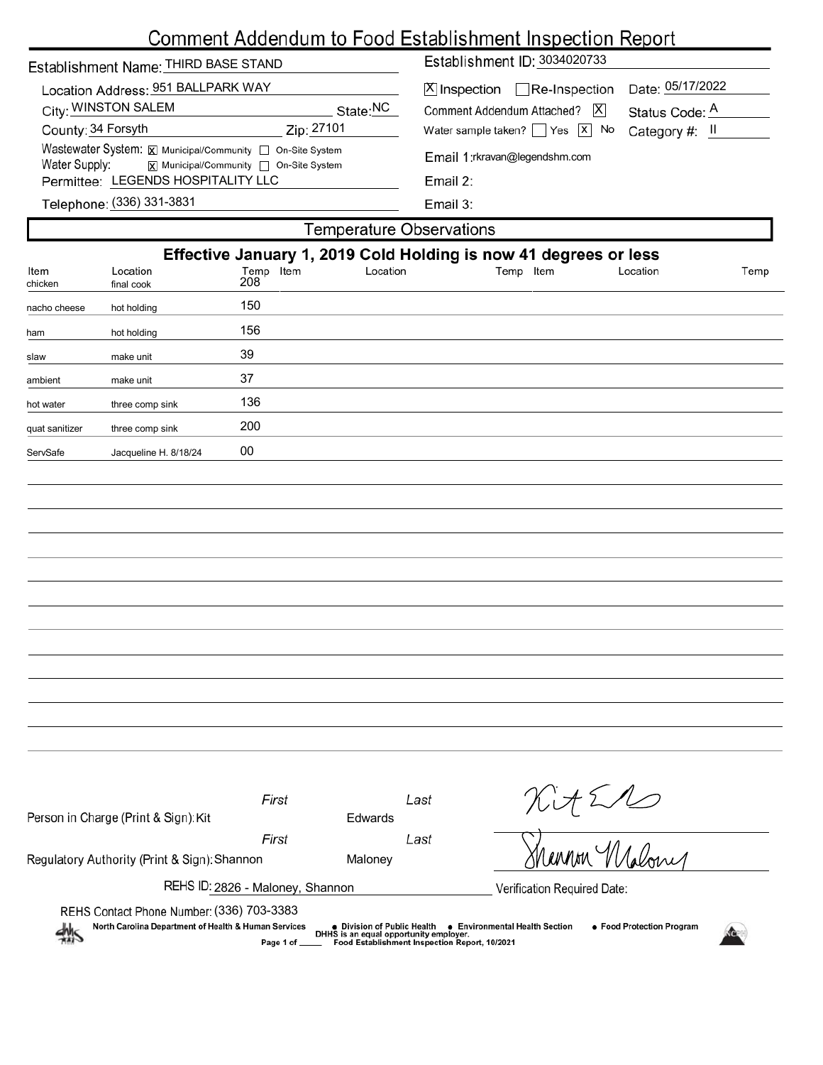# Comment Addendum to Food Establishment Inspection Report

Establishment Name: THIRD BASE STAND

Establishment ID: 3034020733

Location Address: 951 BALLPARK WAY

City: WINSTON SALEM State: NC

County: 34 Forsyth Zip: 27101

Wastewater System: [X] Municipal/Community [ ] On-Site System

Water Supply: [X] Municipal/Community [ ] On-Site System

Permittee: LEGENDS HOSPITALITY LLC

Telephone: (336) 331-3831

[X] Inspection [ ] Re-Inspection Date: 05/17/2022

Comment Addendum Attached? [X] Status Code: A

Water sample taken? [ ] Yes [X] No Category #: II

Email 1: rkravan@legendshm.com

Email 2:

Email 3:

## Temperature Observations

**Effective January 1, 2019 Cold Holding is now 41 degrees or less**

| Item | Location | Temp | Item | Location | Temp | Item | Location | Temp |
|---|---|---|---|---|---|---|---|---|
| chicken | final cook | 208 | | | | | | |
| nacho cheese | hot holding | 150 | | | | | | |
| ham | hot holding | 156 | | | | | | |
| slaw | make unit | 39 | | | | | | |
| ambient | make unit | 37 | | | | | | |
| hot water | three comp sink | 136 | | | | | | |
| quat sanitizer | three comp sink | 200 | | | | | | |
| ServSafe | Jacqueline H. 8/18/24 | 00 | | | | | | |

Person in Charge (Print & Sign): First Kit Last Edwards

Regulatory Authority (Print & Sign): First Shannon Last Maloney

REHS ID: 2826 - Maloney, Shannon

Verification Required Date:

REHS Contact Phone Number: (336) 703-3383

North Carolina Department of Health & Human Services • Division of Public Health • Environmental Health Section • Food Protection Program

DHHS is an equal opportunity employer.

Food Establishment Inspection Report, 10/2021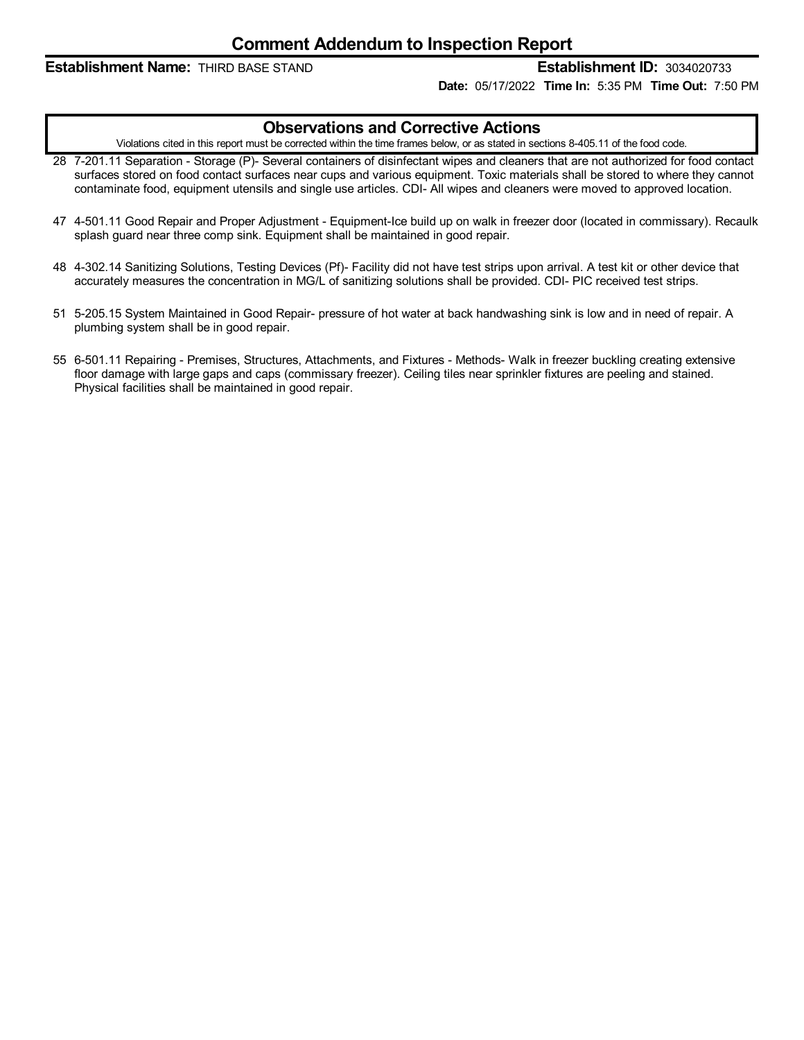# Comment Addendum to Inspection Report

**Establishment Name:** THIRD BASE STAND **Establishment ID:** 3034020733

**Date:** 05/17/2022 **Time In:** 5:35 PM **Time Out:** 7:50 PM

## Observations and Corrective Actions

Violations cited in this report must be corrected within the time frames below, or as stated in sections 8-405.11 of the food code.

28 7-201.11 Separation - Storage (P)- Several containers of disinfectant wipes and cleaners that are not authorized for food contact surfaces stored on food contact surfaces near cups and various equipment. Toxic materials shall be stored to where they cannot contaminate food, equipment utensils and single use articles. CDI- All wipes and cleaners were moved to approved location.

47 4-501.11 Good Repair and Proper Adjustment - Equipment-Ice build up on walk in freezer door (located in commissary). Recaulk splash guard near three comp sink. Equipment shall be maintained in good repair.

48 4-302.14 Sanitizing Solutions, Testing Devices (Pf)- Facility did not have test strips upon arrival. A test kit or other device that accurately measures the concentration in MG/L of sanitizing solutions shall be provided. CDI- PIC received test strips.

51 5-205.15 System Maintained in Good Repair- pressure of hot water at back handwashing sink is low and in need of repair. A plumbing system shall be in good repair.

55 6-501.11 Repairing - Premises, Structures, Attachments, and Fixtures - Methods- Walk in freezer buckling creating extensive floor damage with large gaps and caps (commissary freezer). Ceiling tiles near sprinkler fixtures are peeling and stained. Physical facilities shall be maintained in good repair.